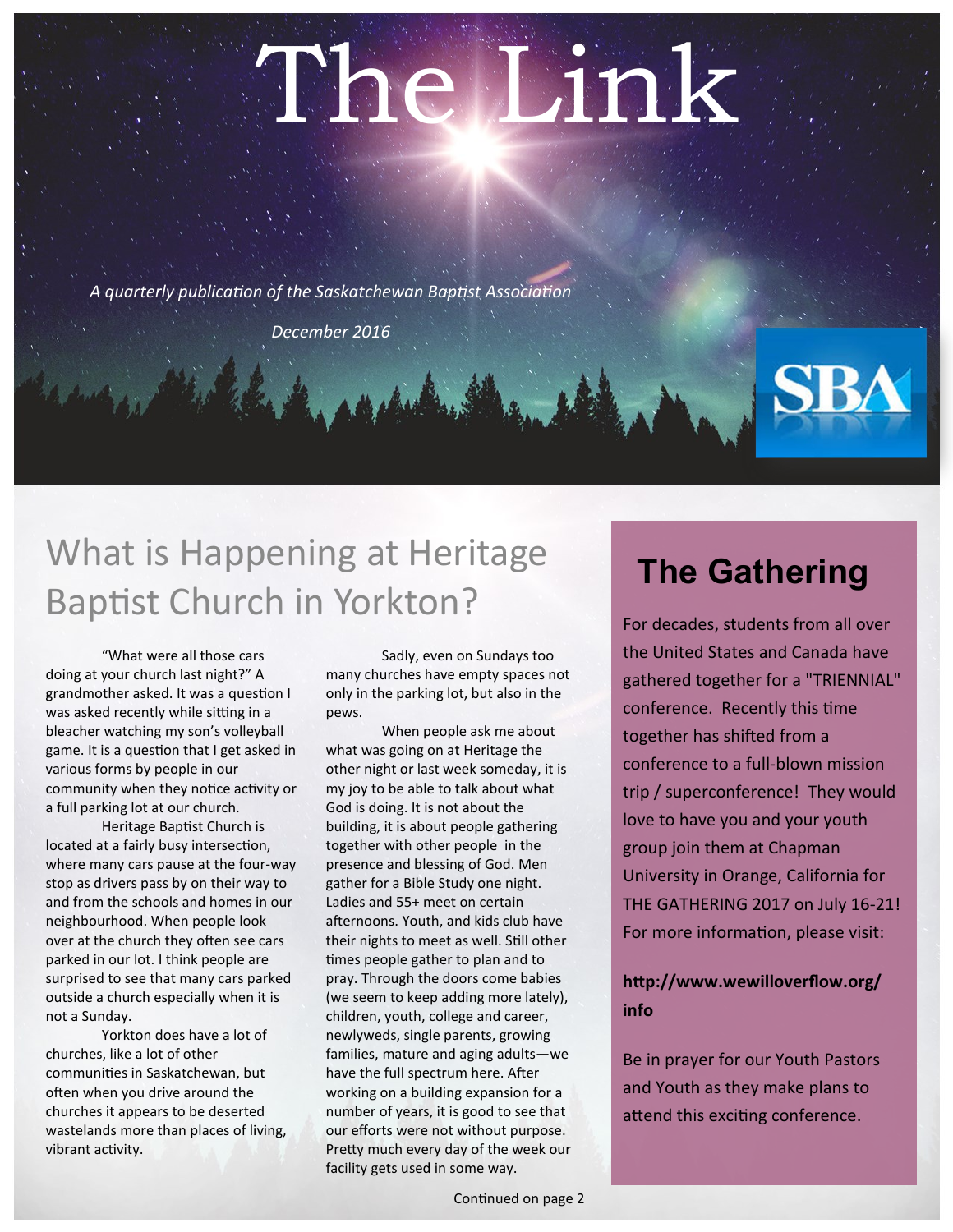# The Link

*A quarterly publication of the Saskatchewan Baptist Association*

*December 2016*

SBA

## What is Happening at Heritage Baptist Church in Yorkton?

"What were all those cars doing at your church last night?" A grandmother asked. It was a question I was asked recently while sitting in a bleacher watching my son's volleyball game. It is a question that I get asked in various forms by people in our community when they notice activity or a full parking lot at our church.

Heritage Baptist Church is located at a fairly busy intersection, where many cars pause at the four-way stop as drivers pass by on their way to and from the schools and homes in our neighbourhood. When people look over at the church they often see cars parked in our lot. I think people are surprised to see that many cars parked outside a church especially when it is not a Sunday.

Yorkton does have a lot of churches, like a lot of other communities in Saskatchewan, but often when you drive around the churches it appears to be deserted wastelands more than places of living, vibrant activity.

Sadly, even on Sundays too many churches have empty spaces not only in the parking lot, but also in the pews.

When people ask me about what was going on at Heritage the other night or last week someday, it is my joy to be able to talk about what God is doing. It is not about the building, it is about people gathering together with other people in the presence and blessing of God. Men gather for a Bible Study one night. Ladies and 55+ meet on certain afternoons. Youth, and kids club have their nights to meet as well. Still other times people gather to plan and to pray. Through the doors come babies (we seem to keep adding more lately), children, youth, college and career, newlyweds, single parents, growing families, mature and aging adults—we have the full spectrum here. After working on a building expansion for a number of years, it is good to see that our efforts were not without purpose. Pretty much every day of the week our facility gets used in some way.

Continued on page 2

## The Gathering

For decades, students from all over the United States and Canada have gathered together for a "TRIENNIAL" conference. Recently this time together has shifted from a conference to a full-blown mission trip / superconference! They would love to have you and your youth group join them at Chapman University in Orange, California for THE GATHERING 2017 on July 16-21! For more information, please visit:

**http://www.wewilloverflow.org/info**

Be in prayer for our Youth Pastors and Youth as they make plans to attend this exciting conference.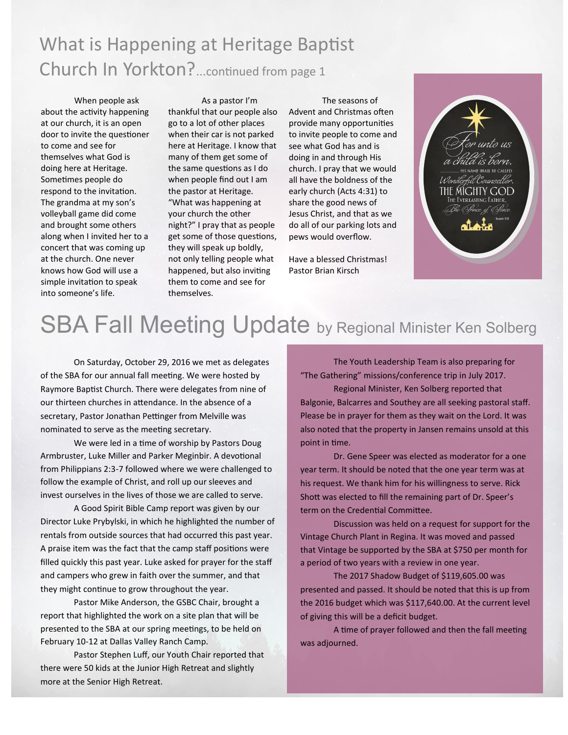## What is Happening at Heritage Baptist Church In Yorkton? ...continued from page 1

When people ask about the activity happening at our church, it is an open door to invite the questioner to come and see for themselves what God is doing here at Heritage. Sometimes people do respond to the invitation. The grandma at my son's volleyball game did come and brought some others along when I invited her to a concert that was coming up at the church. One never knows how God will use a simple invitation to speak into someone's life.

As a pastor I'm thankful that our people also go to a lot of other places when their car is not parked here at Heritage. I know that many of them get some of the same questions as I do when people find out I am the pastor at Heritage. "What was happening at your church the other night?" I pray that as people get some of those questions, they will speak up boldly, not only telling people what happened, but also inviting them to come and see for themselves.

The seasons of Advent and Christmas often provide many opportunities to invite people to come and see what God has and is doing in and through His church. I pray that we would all have the boldness of the early church (Acts 4:31) to share the good news of Jesus Christ, and that as we do all of our parking lots and pews would overflow.

Have a blessed Christmas!
Pastor Brian Kirsch

For unto us a child is born, ...... His name shall be called Wonderful Counsellor, The Mighty God, The Everlasting Father, The Prince of Peace. Isaiah 9:6

# SBA Fall Meeting Update by Regional Minister Ken Solberg

On Saturday, October 29, 2016 we met as delegates of the SBA for our annual fall meeting. We were hosted by Raymore Baptist Church. There were delegates from nine of our thirteen churches in attendance. In the absence of a secretary, Pastor Jonathan Pettinger from Melville was nominated to serve as the meeting secretary.

We were led in a time of worship by Pastors Doug Armbruster, Luke Miller and Parker Meginbir. A devotional from Philippians 2:3-7 followed where we were challenged to follow the example of Christ, and roll up our sleeves and invest ourselves in the lives of those we are called to serve.

A Good Spirit Bible Camp report was given by our Director Luke Prybylski, in which he highlighted the number of rentals from outside sources that had occurred this past year. A praise item was the fact that the camp staff positions were filled quickly this past year. Luke asked for prayer for the staff and campers who grew in faith over the summer, and that they might continue to grow throughout the year.

Pastor Mike Anderson, the GSBC Chair, brought a report that highlighted the work on a site plan that will be presented to the SBA at our spring meetings, to be held on February 10-12 at Dallas Valley Ranch Camp.

Pastor Stephen Luff, our Youth Chair reported that there were 50 kids at the Junior High Retreat and slightly more at the Senior High Retreat.

The Youth Leadership Team is also preparing for "The Gathering" missions/conference trip in July 2017.

Regional Minister, Ken Solberg reported that Balgonie, Balcarres and Southey are all seeking pastoral staff. Please be in prayer for them as they wait on the Lord. It was also noted that the property in Jansen remains unsold at this point in time.

Dr. Gene Speer was elected as moderator for a one year term. It should be noted that the one year term was at his request. We thank him for his willingness to serve. Rick Shott was elected to fill the remaining part of Dr. Speer's term on the Credential Committee.

Discussion was held on a request for support for the Vintage Church Plant in Regina. It was moved and passed that Vintage be supported by the SBA at $750 per month for a period of two years with a review in one year.

The 2017 Shadow Budget of $119,605.00 was presented and passed. It should be noted that this is up from the 2016 budget which was $117,640.00. At the current level of giving this will be a deficit budget.

A time of prayer followed and then the fall meeting was adjourned.